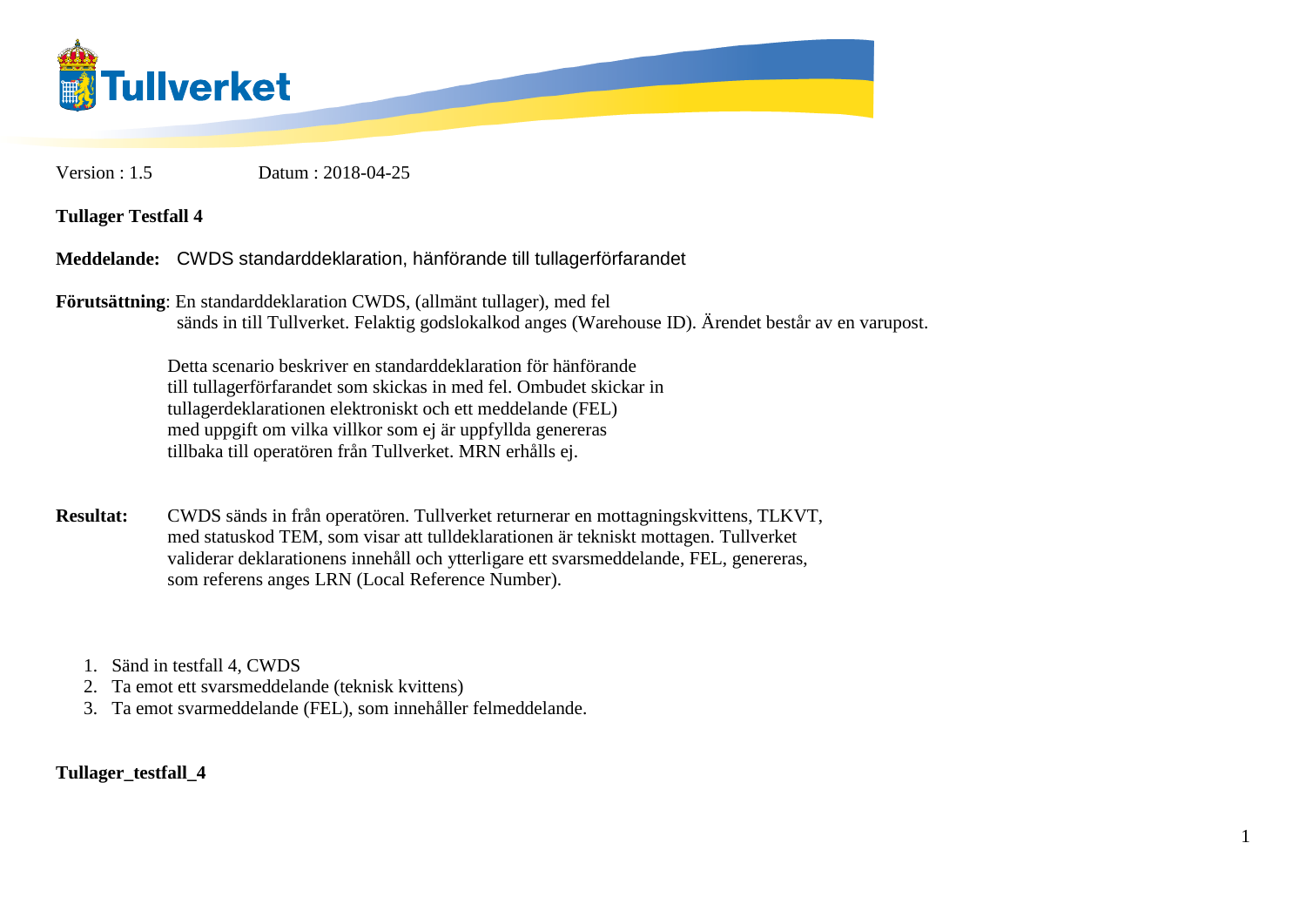Version : 1.5    Datum : 2018-04-25

**Tullager Testfall 4**

**Meddelande:** CWDS standarddeklaration, hänförande till tullagerförfarandet

**Förutsättning**: En standarddeklaration CWDS, (allmänt tullager), med fel sänds in till Tullverket. Felaktig godslokalkod anges (Warehouse ID). Ärendet består av en varupost.

Detta scenario beskriver en standarddeklaration för hänförande till tullagerförfarandet som skickas in med fel. Ombudet skickar in tullagerdeklarationen elektroniskt och ett meddelande (FEL) med uppgift om vilka villkor som ej är uppfyllda genereras tillbaka till operatören från Tullverket. MRN erhålls ej.

**Resultat:** CWDS sänds in från operatören. Tullverket returnerar en mottagningskvittens, TLKVT, med statuskod TEM, som visar att tulldeklarationen är tekniskt mottagen. Tullverket validerar deklarationens innehåll och ytterligare ett svarsmeddelande, FEL, genereras, som referens anges LRN (Local Reference Number).

1. Sänd in testfall 4, CWDS
2. Ta emot ett svarsmeddelande (teknisk kvittens)
3. Ta emot svarmeddelande (FEL), som innehåller felmeddelande.

**Tullager_testfall_4**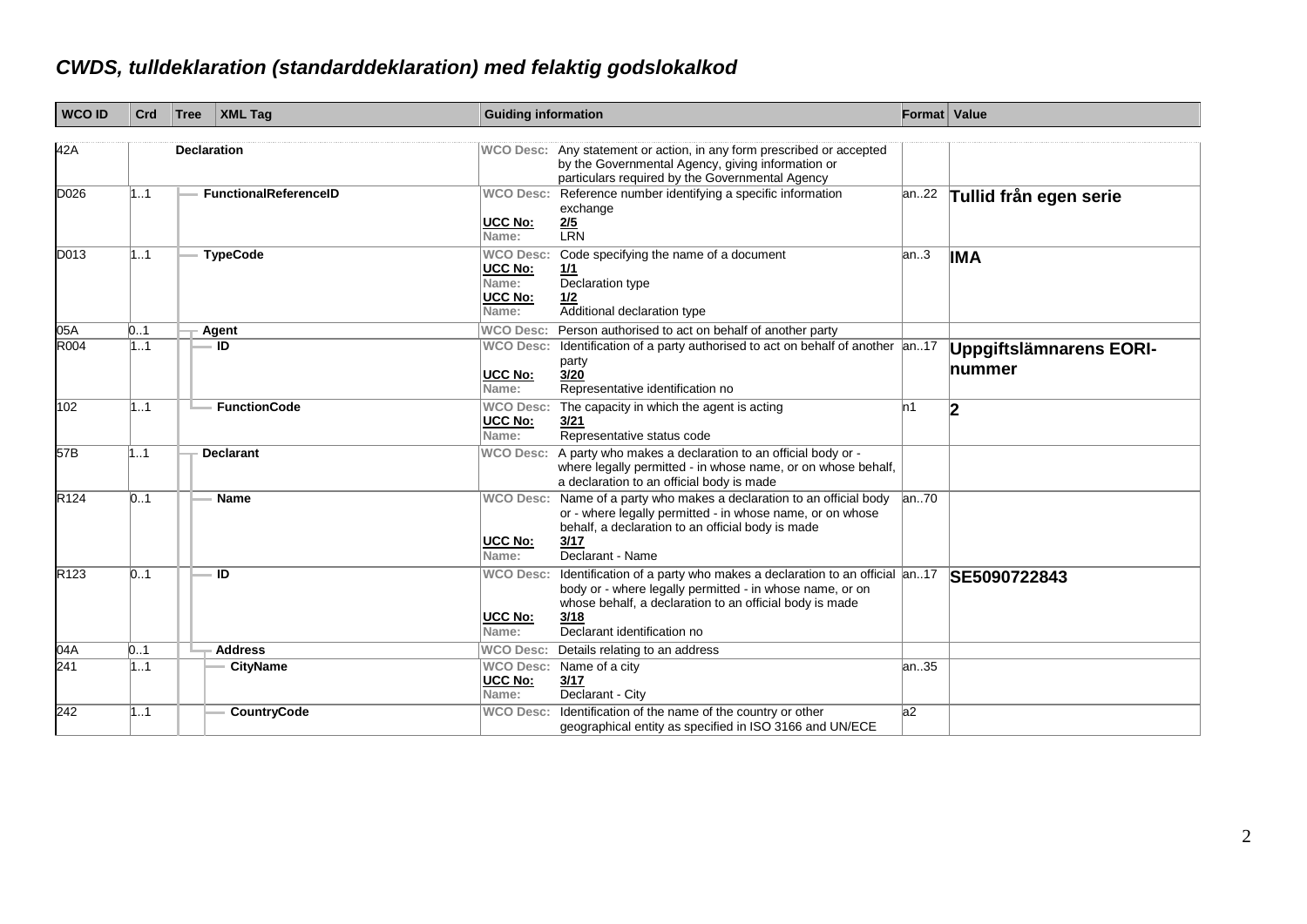## *CWDS, tulldeklaration (standarddeklaration) med felaktig godslokalkod*

| WCO ID | Crd | Tree | XML Tag | Guiding information | Format | Value |
|---|---|---|---|---|---|---|
| 42A | | | Declaration | WCO Desc: Any statement or action, in any form prescribed or accepted by the Governmental Agency, giving information or particulars required by the Governmental Agency | | |
| D026 | 1..1 | | FunctionalReferenceID | WCO Desc: Reference number identifying a specific information exchange<br>UCC No: 2/5<br>Name: LRN | an..22 | **Tullid från egen serie** |
| D013 | 1..1 | | TypeCode | WCO Desc: Code specifying the name of a document<br>UCC No: 1/1<br>Name: Declaration type<br>UCC No: 1/2<br>Name: Additional declaration type | an..3 | **IMA** |
| 05A | 0..1 | | Agent | WCO Desc: Person authorised to act on behalf of another party | | |
| R004 | 1..1 | | ID | WCO Desc: Identification of a party authorised to act on behalf of another party<br>UCC No: 3/20<br>Name: Representative identification no | an..17 | **Uppgiftslämnarens EORI-nummer** |
| 102 | 1..1 | | FunctionCode | WCO Desc: The capacity in which the agent is acting<br>UCC No: 3/21<br>Name: Representative status code | n1 | **2** |
| 57B | 1..1 | | Declarant | WCO Desc: A party who makes a declaration to an official body or - where legally permitted - in whose name, or on whose behalf, a declaration to an official body is made | | |
| R124 | 0..1 | | Name | WCO Desc: Name of a party who makes a declaration to an official body or - where legally permitted - in whose name, or on whose behalf, a declaration to an official body is made<br>UCC No: 3/17<br>Name: Declarant - Name | an..70 | |
| R123 | 0..1 | | ID | WCO Desc: Identification of a party who makes a declaration to an official body or - where legally permitted - in whose name, or on whose behalf, a declaration to an official body is made<br>UCC No: 3/18<br>Name: Declarant identification no | an..17 | **SE5090722843** |
| 04A | 0..1 | | Address | WCO Desc: Details relating to an address | | |
| 241 | 1..1 | | CityName | WCO Desc: Name of a city<br>UCC No: 3/17<br>Name: Declarant - City | an..35 | |
| 242 | 1..1 | | CountryCode | WCO Desc: Identification of the name of the country or other geographical entity as specified in ISO 3166 and UN/ECE | a2 | |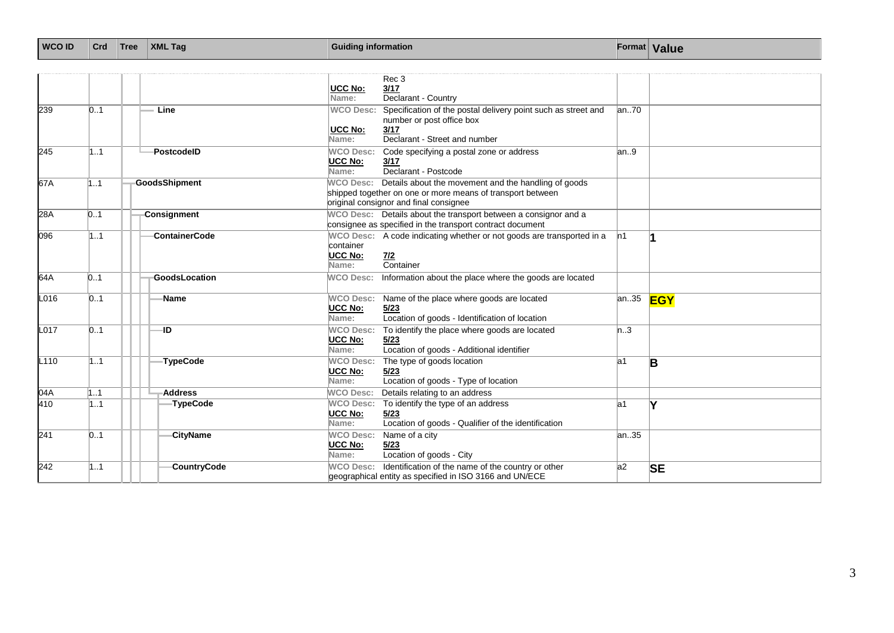| WCO ID | Crd | Tree | XML Tag | Guiding information | Format | Value |
|---|---|---|---|---|---|---|
| | | | | Rec 3<br>**UCC No:** 3/17<br>Name: Declarant - Country | | |
| 239 | 0..1 | | Line | WCO Desc: Specification of the postal delivery point such as street and number or post office box<br>**UCC No:** 3/17<br>Name: Declarant - Street and number | an..70 | |
| 245 | 1..1 | | PostcodeID | WCO Desc: Code specifying a postal zone or address<br>**UCC No:** 3/17<br>Name: Declarant - Postcode | an..9 | |
| 67A | 1..1 | | GoodsShipment | WCO Desc: Details about the movement and the handling of goods shipped together on one or more means of transport between original consignor and final consignee | | |
| 28A | 0..1 | | Consignment | WCO Desc: Details about the transport between a consignor and a consignee as specified in the transport contract document | | |
| 096 | 1..1 | | ContainerCode | WCO Desc: A code indicating whether or not goods are transported in a container<br>**UCC No:** 7/2<br>Name: Container | n1 | **1** |
| 64A | 0..1 | | GoodsLocation | WCO Desc: Information about the place where the goods are located | | |
| L016 | 0..1 | | Name | WCO Desc: Name of the place where goods are located<br>**UCC No:** 5/23<br>Name: Location of goods - Identification of location | an..35 | **EGY** |
| L017 | 0..1 | | ID | WCO Desc: To identify the place where goods are located<br>**UCC No:** 5/23<br>Name: Location of goods - Additional identifier | n..3 | |
| L110 | 1..1 | | TypeCode | WCO Desc: The type of goods location<br>**UCC No:** 5/23<br>Name: Location of goods - Type of location | a1 | **B** |
| 04A | 1..1 | | Address | WCO Desc: Details relating to an address | | |
| 410 | 1..1 | | TypeCode | WCO Desc: To identify the type of an address<br>**UCC No:** 5/23<br>Name: Location of goods - Qualifier of the identification | a1 | **Y** |
| 241 | 0..1 | | CityName | WCO Desc: Name of a city<br>**UCC No:** 5/23<br>Name: Location of goods - City | an..35 | |
| 242 | 1..1 | | CountryCode | WCO Desc: Identification of the name of the country or other geographical entity as specified in ISO 3166 and UN/ECE | a2 | **SE** |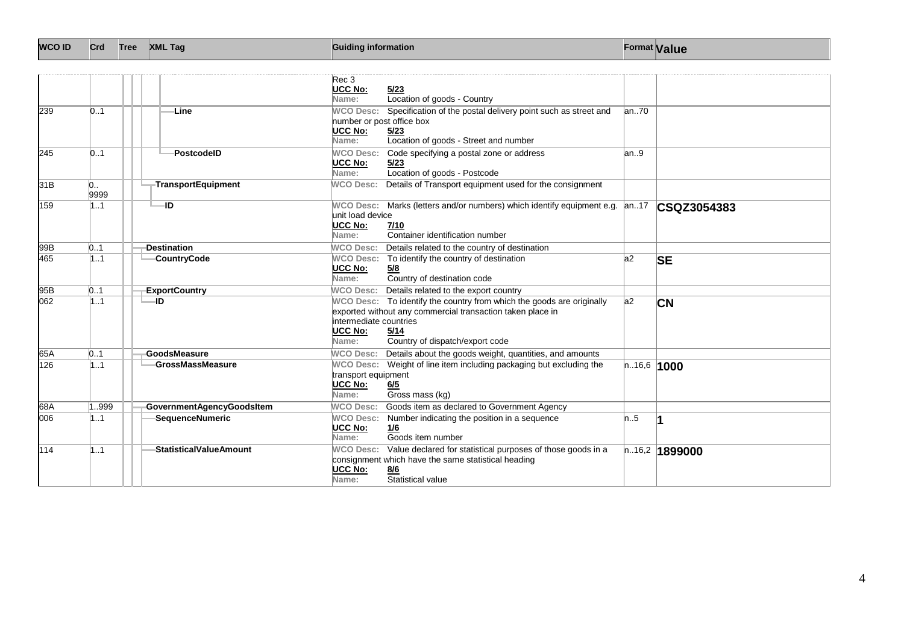| WCO ID | Crd | Tree | XML Tag | Guiding information | Format | Value |
|---|---|---|---|---|---|---|
| | | | | Rec 3<br>**UCC No:** **5/23**<br>Name: Location of goods - Country | | |
| 239 | 0..1 | | Line | WCO Desc: Specification of the postal delivery point such as street and number or post office box<br>**UCC No:** **5/23**<br>Name: Location of goods - Street and number | an..70 | |
| 245 | 0..1 | | PostcodeID | WCO Desc: Code specifying a postal zone or address<br>**UCC No:** **5/23**<br>Name: Location of goods - Postcode | an..9 | |
| 31B | 0..9999 | | TransportEquipment | WCO Desc: Details of Transport equipment used for the consignment | | |
| 159 | 1..1 | | ID | WCO Desc: Marks (letters and/or numbers) which identify equipment e.g. unit load device<br>**UCC No:** **7/10**<br>Name: Container identification number | an..17 | **CSQZ3054383** |
| 99B | 0..1 | | Destination | WCO Desc: Details related to the country of destination | | |
| 465 | 1..1 | | CountryCode | WCO Desc: To identify the country of destination<br>**UCC No:** **5/8**<br>Name: Country of destination code | a2 | **SE** |
| 95B | 0..1 | | ExportCountry | WCO Desc: Details related to the export country | | |
| 062 | 1..1 | | ID | WCO Desc: To identify the country from which the goods are originally exported without any commercial transaction taken place in intermediate countries<br>**UCC No:** **5/14**<br>Name: Country of dispatch/export code | a2 | **CN** |
| 65A | 0..1 | | GoodsMeasure | WCO Desc: Details about the goods weight, quantities, and amounts | | |
| 126 | 1..1 | | GrossMassMeasure | WCO Desc: Weight of line item including packaging but excluding the transport equipment<br>**UCC No:** **6/5**<br>Name: Gross mass (kg) | n..16,6 | **1000** |
| 68A | 1..999 | | GovernmentAgencyGoodsItem | WCO Desc: Goods item as declared to Government Agency | | |
| 006 | 1..1 | | SequenceNumeric | WCO Desc: Number indicating the position in a sequence<br>**UCC No:** **1/6**<br>Name: Goods item number | n..5 | **1** |
| 114 | 1..1 | | StatisticalValueAmount | WCO Desc: Value declared for statistical purposes of those goods in a consignment which have the same statistical heading<br>**UCC No:** **8/6**<br>Name: Statistical value | n..16,2 | **1899000** |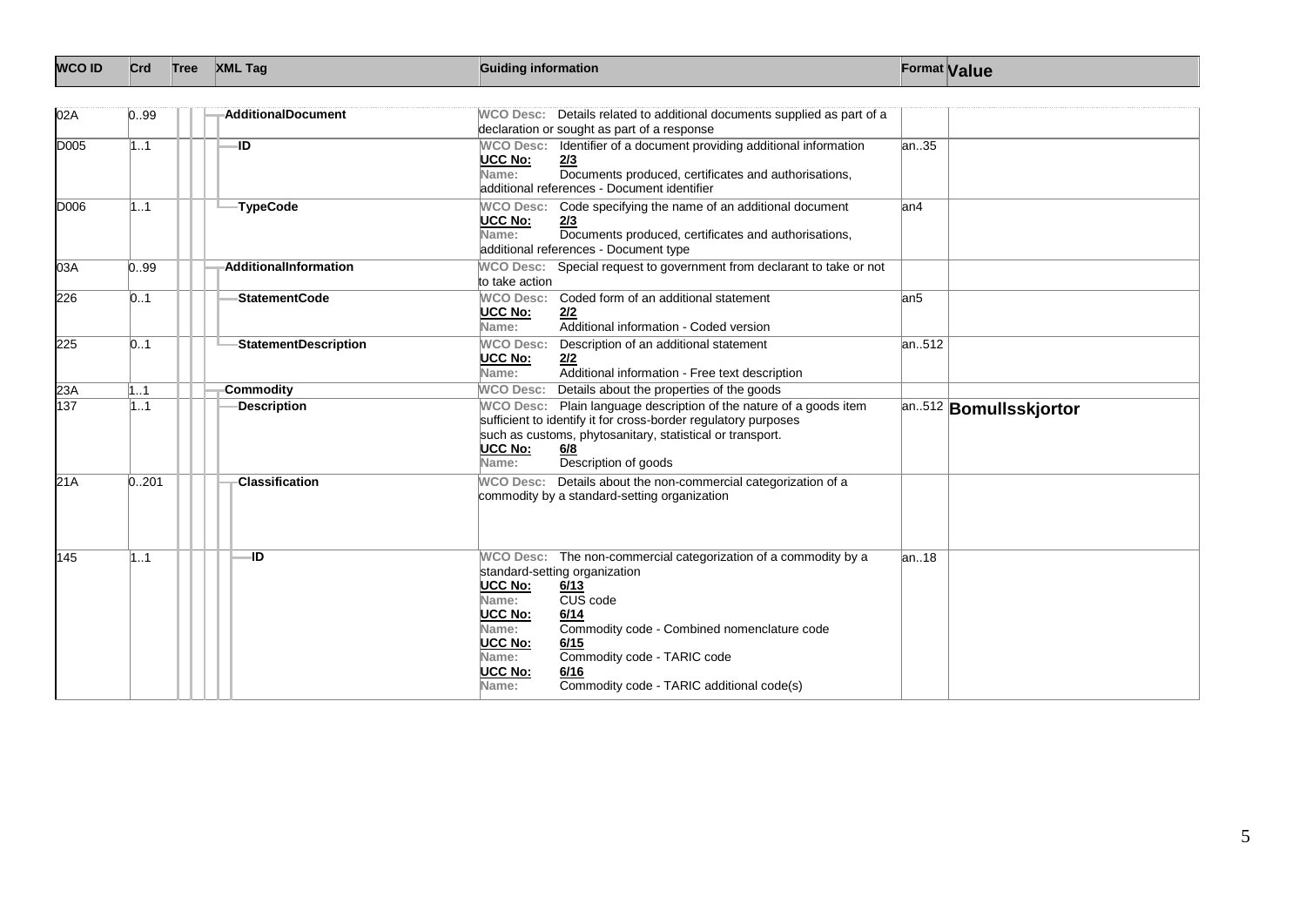| WCO ID | Crd | Tree | XML Tag | Guiding information | Format | Value |
|---|---|---|---|---|---|---|
| 02A | 0..99 | | AdditionalDocument | WCO Desc: Details related to additional documents supplied as part of a declaration or sought as part of a response | | |
| D005 | 1..1 | | ID | WCO Desc: Identifier of a document providing additional information<br>**UCC No: 2/3**<br>Name: Documents produced, certificates and authorisations, additional references - Document identifier | an..35 | |
| D006 | 1..1 | | TypeCode | WCO Desc: Code specifying the name of an additional document<br>**UCC No: 2/3**<br>Name: Documents produced, certificates and authorisations, additional references - Document type | an4 | |
| 03A | 0..99 | | AdditionalInformation | WCO Desc: Special request to government from declarant to take or not to take action | | |
| 226 | 0..1 | | StatementCode | WCO Desc: Coded form of an additional statement<br>**UCC No: 2/2**<br>Name: Additional information - Coded version | an5 | |
| 225 | 0..1 | | StatementDescription | WCO Desc: Description of an additional statement<br>**UCC No: 2/2**<br>Name: Additional information - Free text description | an..512 | |
| 23A | 1..1 | | Commodity | WCO Desc: Details about the properties of the goods | | |
| 137 | 1..1 | | Description | WCO Desc: Plain language description of the nature of a goods item sufficient to identify it for cross-border regulatory purposes such as customs, phytosanitary, statistical or transport.<br>**UCC No: 6/8**<br>Name: Description of goods | an..512 | **Bomullsskjortor** |
| 21A | 0..201 | | Classification | WCO Desc: Details about the non-commercial categorization of a commodity by a standard-setting organization | | |
| 145 | 1..1 | | ID | WCO Desc: The non-commercial categorization of a commodity by a standard-setting organization<br>**UCC No: 6/13**<br>Name: CUS code<br>**UCC No: 6/14**<br>Name: Commodity code - Combined nomenclature code<br>**UCC No: 6/15**<br>Name: Commodity code - TARIC code<br>**UCC No: 6/16**<br>Name: Commodity code - TARIC additional code(s) | an..18 | |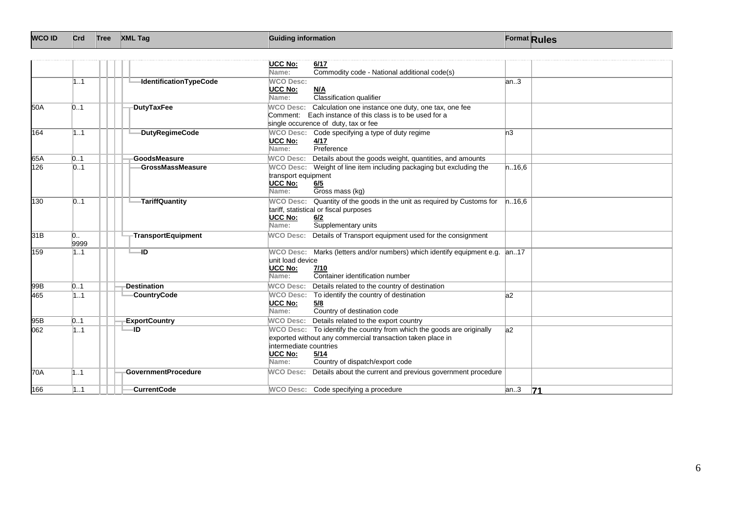| WCO ID | Crd | Tree | XML Tag | Guiding information | Format | Rules |
|---|---|---|---|---|---|---|
| | | | | **UCC No:** 6/17<br>Name: Commodity code - National additional code(s) | | |
| | 1..1 | | IdentificationTypeCode | WCO Desc:<br>**UCC No:** N/A<br>Name: Classification qualifier | an..3 | |
| 50A | 0..1 | | DutyTaxFee | WCO Desc: Calculation one instance one duty, one tax, one fee<br>Comment: Each instance of this class is to be used for a single occurence of duty, tax or fee | | |
| 164 | 1..1 | | DutyRegimeCode | WCO Desc: Code specifying a type of duty regime<br>**UCC No:** 4/17<br>Name: Preference | n3 | |
| 65A | 0..1 | | GoodsMeasure | WCO Desc: Details about the goods weight, quantities, and amounts | | |
| 126 | 0..1 | | GrossMassMeasure | WCO Desc: Weight of line item including packaging but excluding the transport equipment<br>**UCC No:** 6/5<br>Name: Gross mass (kg) | n..16,6 | |
| 130 | 0..1 | | TariffQuantity | WCO Desc: Quantity of the goods in the unit as required by Customs for tariff, statistical or fiscal purposes<br>**UCC No:** 6/2<br>Name: Supplementary units | n..16,6 | |
| 31B | 0..9999 | | TransportEquipment | WCO Desc: Details of Transport equipment used for the consignment | | |
| 159 | 1..1 | | ID | WCO Desc: Marks (letters and/or numbers) which identify equipment e.g. unit load device<br>**UCC No:** 7/10<br>Name: Container identification number | an..17 | |
| 99B | 0..1 | | Destination | WCO Desc: Details related to the country of destination | | |
| 465 | 1..1 | | CountryCode | WCO Desc: To identify the country of destination<br>**UCC No:** 5/8<br>Name: Country of destination code | a2 | |
| 95B | 0..1 | | ExportCountry | WCO Desc: Details related to the export country | | |
| 062 | 1..1 | | ID | WCO Desc: To identify the country from which the goods are originally exported without any commercial transaction taken place in intermediate countries<br>**UCC No:** 5/14<br>Name: Country of dispatch/export code | a2 | |
| 70A | 1..1 | | GovernmentProcedure | WCO Desc: Details about the current and previous government procedure | | |
| 166 | 1..1 | | CurrentCode | WCO Desc: Code specifying a procedure | an..3 | 71 |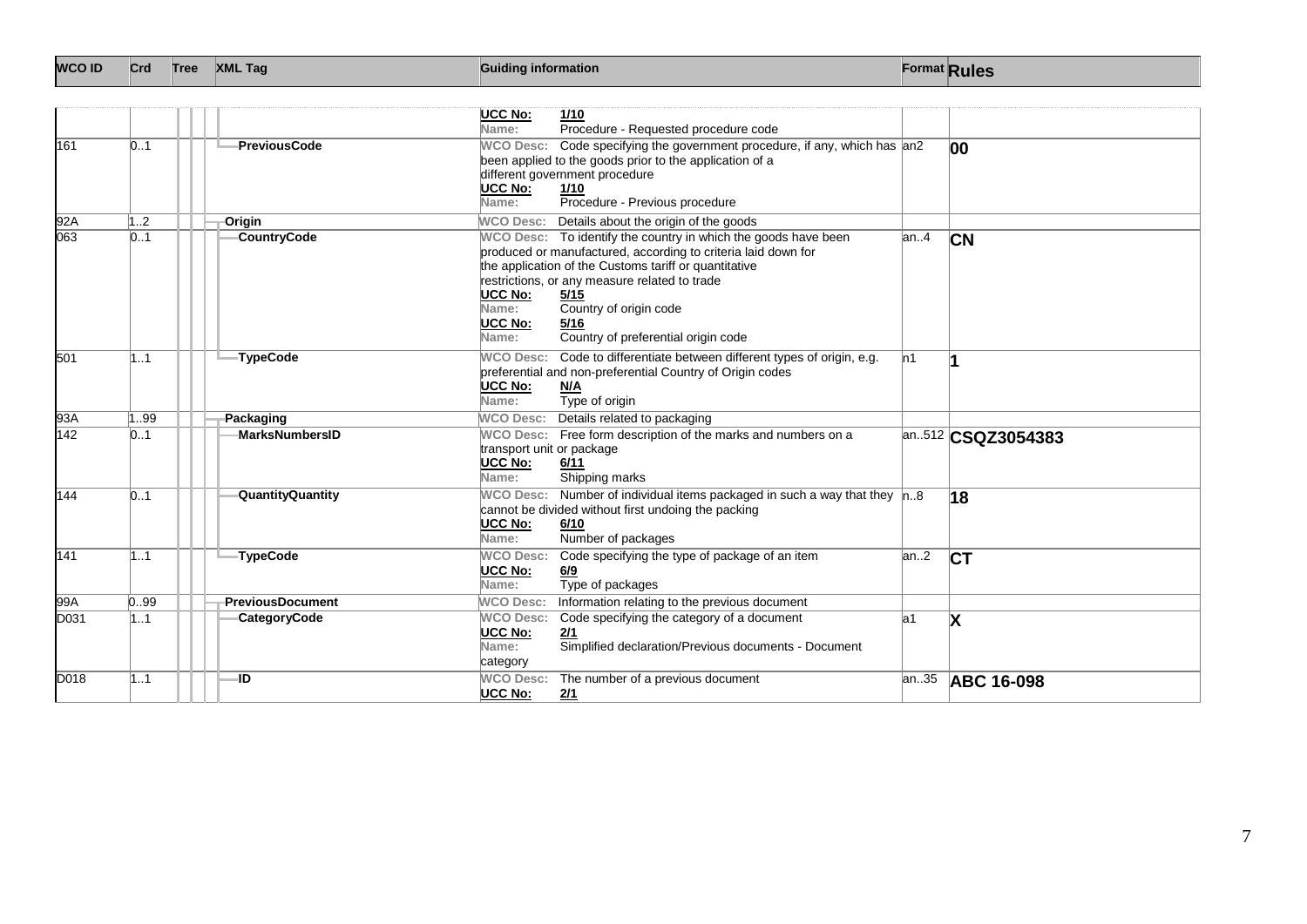| WCO ID | Crd | Tree | XML Tag | Guiding information | Format | Rules |
|---|---|---|---|---|---|---|
| | | | | **UCC No:** 1/10<br>Name: Procedure - Requested procedure code | | |
| 161 | 0..1 | | PreviousCode | WCO Desc: Code specifying the government procedure, if any, which has been applied to the goods prior to the application of a different government procedure<br>**UCC No:** 1/10<br>Name: Procedure - Previous procedure | an2 | **00** |
| 92A | 1..2 | | Origin | WCO Desc: Details about the origin of the goods | | |
| 063 | 0..1 | | CountryCode | WCO Desc: To identify the country in which the goods have been produced or manufactured, according to criteria laid down for the application of the Customs tariff or quantitative restrictions, or any measure related to trade<br>**UCC No:** 5/15<br>Name: Country of origin code<br>**UCC No:** 5/16<br>Name: Country of preferential origin code | an..4 | **CN** |
| 501 | 1..1 | | TypeCode | WCO Desc: Code to differentiate between different types of origin, e.g. preferential and non-preferential Country of Origin codes<br>**UCC No:** N/A<br>Name: Type of origin | n1 | **1** |
| 93A | 1..99 | | Packaging | WCO Desc: Details related to packaging | | |
| 142 | 0..1 | | MarksNumbersID | WCO Desc: Free form description of the marks and numbers on a transport unit or package<br>**UCC No:** 6/11<br>Name: Shipping marks | an..512 | **CSQZ3054383** |
| 144 | 0..1 | | QuantityQuantity | WCO Desc: Number of individual items packaged in such a way that they cannot be divided without first undoing the packing<br>**UCC No:** 6/10<br>Name: Number of packages | n..8 | **18** |
| 141 | 1..1 | | TypeCode | WCO Desc: Code specifying the type of package of an item<br>**UCC No:** 6/9<br>Name: Type of packages | an..2 | **CT** |
| 99A | 0..99 | | PreviousDocument | WCO Desc: Information relating to the previous document | | |
| D031 | 1..1 | | CategoryCode | WCO Desc: Code specifying the category of a document<br>**UCC No:** 2/1<br>Name: Simplified declaration/Previous documents - Document category | a1 | **X** |
| D018 | 1..1 | | ID | WCO Desc: The number of a previous document<br>**UCC No:** 2/1 | an..35 | **ABC 16-098** |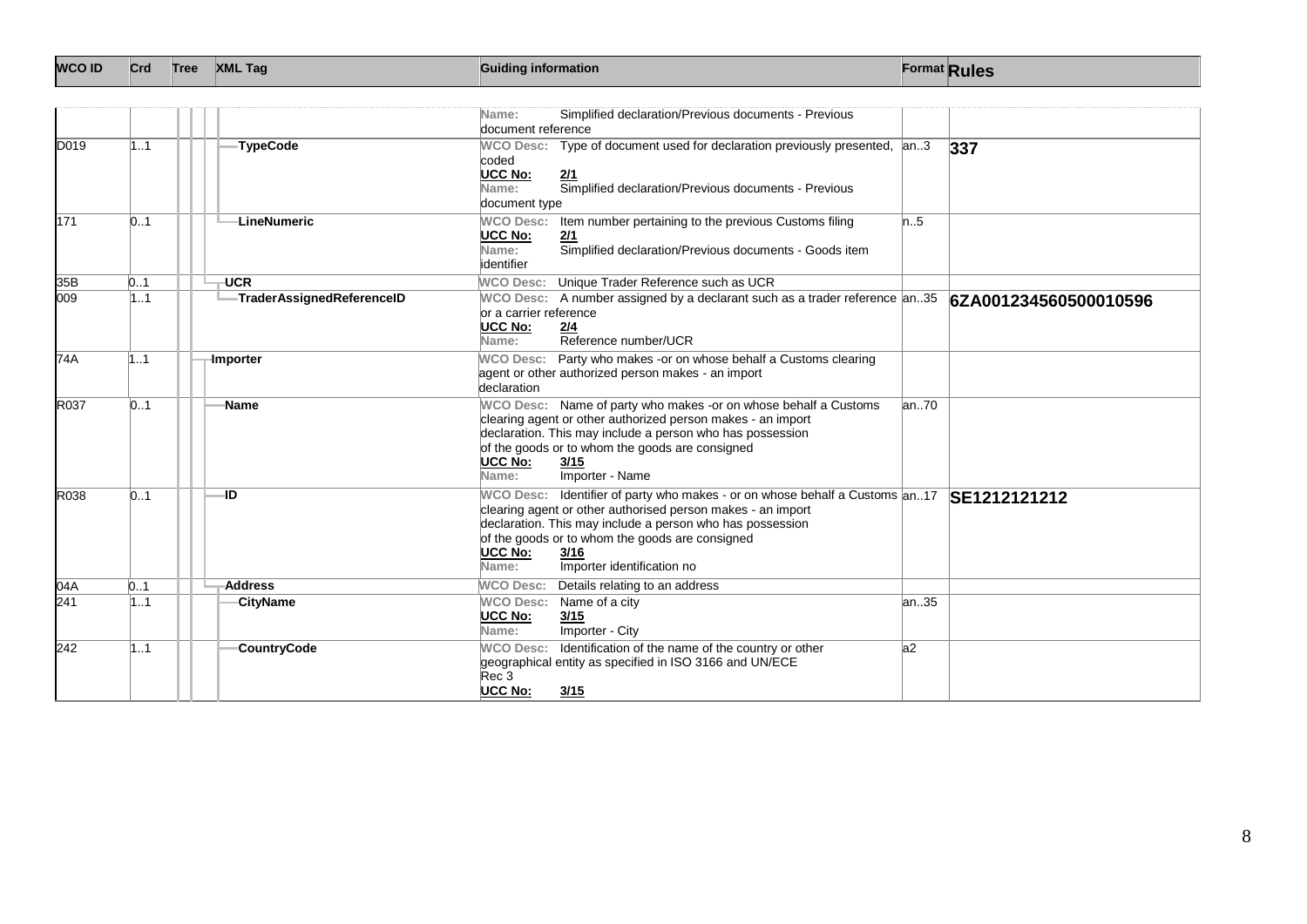| WCO ID | Crd | Tree | XML Tag | Guiding information | Format | Rules |
|---|---|---|---|---|---|---|
| | | | | Name: Simplified declaration/Previous documents - Previous document reference | | |
| D019 | 1..1 | | TypeCode | WCO Desc: Type of document used for declaration previously presented, coded<br>**UCC No:** **2/1**<br>Name: Simplified declaration/Previous documents - Previous document type | an..3 | **337** |
| 171 | 0..1 | | LineNumeric | WCO Desc: Item number pertaining to the previous Customs filing<br>**UCC No:** **2/1**<br>Name: Simplified declaration/Previous documents - Goods item identifier | n..5 | |
| 35B | 0..1 | | UCR | WCO Desc: Unique Trader Reference such as UCR | | |
| 009 | 1..1 | | TraderAssignedReferenceID | WCO Desc: A number assigned by a declarant such as a trader reference or a carrier reference<br>**UCC No:** **2/4**<br>Name: Reference number/UCR | an..35 | **6ZA001234560500010596** |
| 74A | 1..1 | | Importer | WCO Desc: Party who makes -or on whose behalf a Customs clearing agent or other authorized person makes - an import declaration | | |
| R037 | 0..1 | | Name | WCO Desc: Name of party who makes -or on whose behalf a Customs clearing agent or other authorized person makes - an import declaration. This may include a person who has possession of the goods or to whom the goods are consigned<br>**UCC No:** **3/15**<br>Name: Importer - Name | an..70 | |
| R038 | 0..1 | | ID | WCO Desc: Identifier of party who makes - or on whose behalf a Customs clearing agent or other authorised person makes - an import declaration. This may include a person who has possession of the goods or to whom the goods are consigned<br>**UCC No:** **3/16**<br>Name: Importer identification no | an..17 | **SE1212121212** |
| 04A | 0..1 | | Address | WCO Desc: Details relating to an address | | |
| 241 | 1..1 | | CityName | WCO Desc: Name of a city<br>**UCC No:** **3/15**<br>Name: Importer - City | an..35 | |
| 242 | 1..1 | | CountryCode | WCO Desc: Identification of the name of the country or other geographical entity as specified in ISO 3166 and UN/ECE Rec 3<br>**UCC No:** **3/15** | a2 | |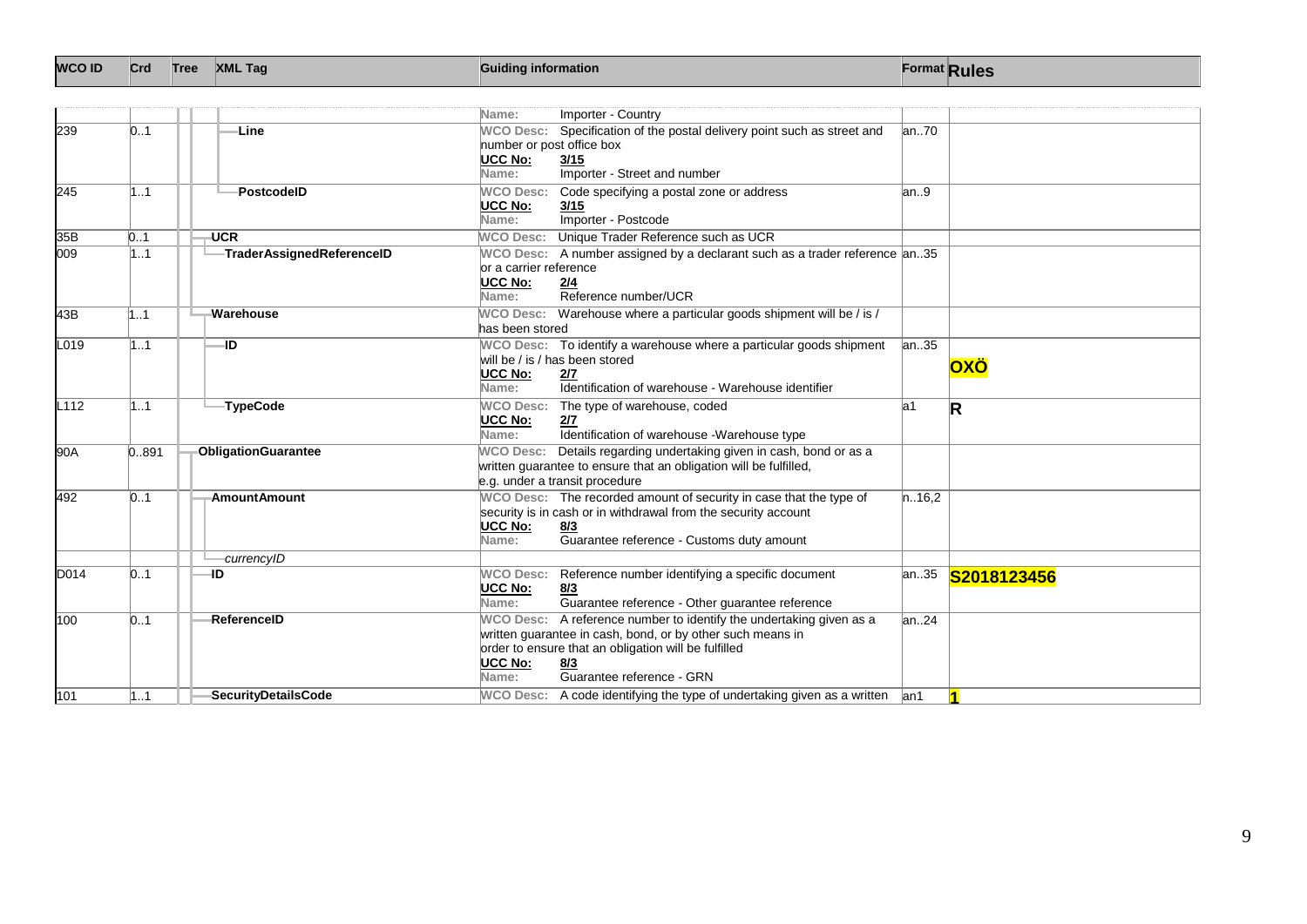| WCO ID | Crd | Tree | XML Tag | Guiding information | Format | Rules |
|---|---|---|---|---|---|---|
| | | | | Name: Importer - Country | | |
| 239 | 0..1 | | Line | WCO Desc: Specification of the postal delivery point such as street and number or post office box<br>UCC No: 3/15<br>Name: Importer - Street and number | an..70 | |
| 245 | 1..1 | | PostcodeID | WCO Desc: Code specifying a postal zone or address<br>UCC No: 3/15<br>Name: Importer - Postcode | an..9 | |
| 35B | 0..1 | | UCR | WCO Desc: Unique Trader Reference such as UCR | | |
| 009 | 1..1 | | TraderAssignedReferenceID | WCO Desc: A number assigned by a declarant such as a trader reference or a carrier reference<br>UCC No: 2/4<br>Name: Reference number/UCR | an..35 | |
| 43B | 1..1 | | Warehouse | WCO Desc: Warehouse where a particular goods shipment will be / is / has been stored | | |
| L019 | 1..1 | | ID | WCO Desc: To identify a warehouse where a particular goods shipment will be / is / has been stored<br>UCC No: 2/7<br>Name: Identification of warehouse - Warehouse identifier | an..35 | **OXÖ** |
| L112 | 1..1 | | TypeCode | WCO Desc: The type of warehouse, coded<br>UCC No: 2/7<br>Name: Identification of warehouse -Warehouse type | a1 | **R** |
| 90A | 0..891 | | ObligationGuarantee | WCO Desc: Details regarding undertaking given in cash, bond or as a written guarantee to ensure that an obligation will be fulfilled, e.g. under a transit procedure | | |
| 492 | 0..1 | | AmountAmount | WCO Desc: The recorded amount of security in case that the type of security is in cash or in withdrawal from the security account<br>UCC No: 8/3<br>Name: Guarantee reference - Customs duty amount | n..16,2 | |
| | | | *currencyID* | | | |
| D014 | 0..1 | | ID | WCO Desc: Reference number identifying a specific document<br>UCC No: 8/3<br>Name: Guarantee reference - Other guarantee reference | an..35 | **S2018123456** |
| 100 | 0..1 | | ReferenceID | WCO Desc: A reference number to identify the undertaking given as a written guarantee in cash, bond, or by other such means in order to ensure that an obligation will be fulfilled<br>UCC No: 8/3<br>Name: Guarantee reference - GRN | an..24 | |
| 101 | 1..1 | | SecurityDetailsCode | WCO Desc: A code identifying the type of undertaking given as a written | an1 | **1** |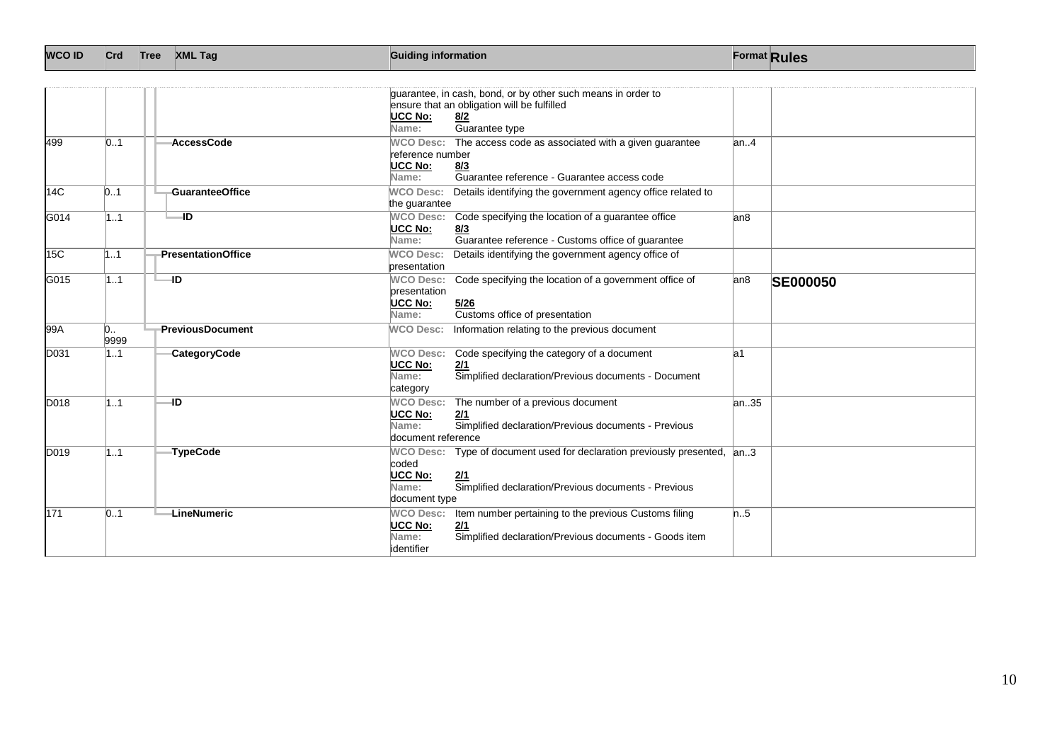| WCO ID | Crd | Tree | XML Tag | Guiding information | Format | Rules |
|---|---|---|---|---|---|---|
| | | | | guarantee, in cash, bond, or by other such means in order to ensure that an obligation will be fulfilled<br>**UCC No:** 8/2<br>Name: Guarantee type | | |
| 499 | 0..1 | | AccessCode | WCO Desc: The access code as associated with a given guarantee reference number<br>**UCC No:** 8/3<br>Name: Guarantee reference - Guarantee access code | an..4 | |
| 14C | 0..1 | | GuaranteeOffice | WCO Desc: Details identifying the government agency office related to the guarantee | | |
| G014 | 1..1 | | ID | WCO Desc: Code specifying the location of a guarantee office<br>**UCC No:** 8/3<br>Name: Guarantee reference - Customs office of guarantee | an8 | |
| 15C | 1..1 | | PresentationOffice | WCO Desc: Details identifying the government agency office of presentation | | |
| G015 | 1..1 | | ID | WCO Desc: Code specifying the location of a government office of presentation<br>**UCC No:** 5/26<br>Name: Customs office of presentation | an8 | **SE000050** |
| 99A | 0..9999 | | PreviousDocument | WCO Desc: Information relating to the previous document | | |
| D031 | 1..1 | | CategoryCode | WCO Desc: Code specifying the category of a document<br>**UCC No:** 2/1<br>Name: Simplified declaration/Previous documents - Document category | a1 | |
| D018 | 1..1 | | ID | WCO Desc: The number of a previous document<br>**UCC No:** 2/1<br>Name: Simplified declaration/Previous documents - Previous document reference | an..35 | |
| D019 | 1..1 | | TypeCode | WCO Desc: Type of document used for declaration previously presented, coded<br>**UCC No:** 2/1<br>Name: Simplified declaration/Previous documents - Previous document type | an..3 | |
| 171 | 0..1 | | LineNumeric | WCO Desc: Item number pertaining to the previous Customs filing<br>**UCC No:** 2/1<br>Name: Simplified declaration/Previous documents - Goods item identifier | n..5 | |